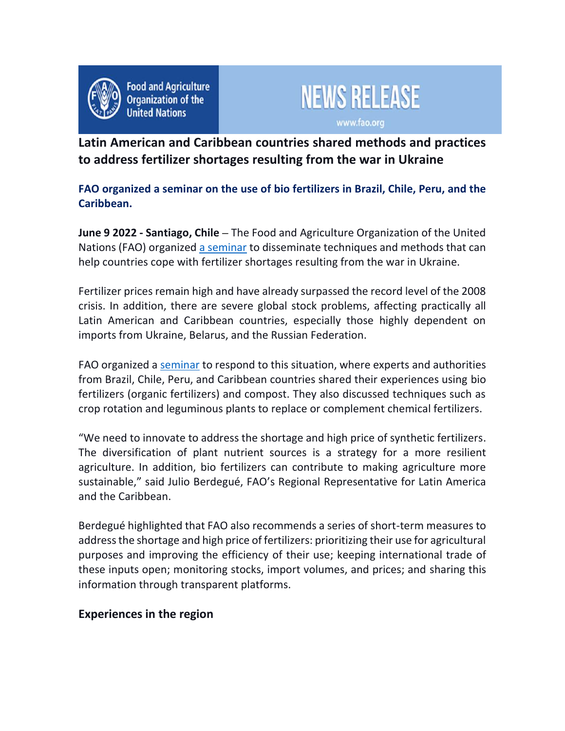Food and Agriculture Organization of the United Nations

NEWS RELEASE

www.fao.org

# Latin American and Caribbean countries shared methods and practices to address fertilizer shortages resulting from the war in Ukraine

## FAO organized a seminar on the use of bio fertilizers in Brazil, Chile, Peru, and the Caribbean.

**June 9 2022 - Santiago, Chile** – The Food and Agriculture Organization of the United Nations (FAO) organized a seminar to disseminate techniques and methods that can help countries cope with fertilizer shortages resulting from the war in Ukraine.

Fertilizer prices remain high and have already surpassed the record level of the 2008 crisis. In addition, there are severe global stock problems, affecting practically all Latin American and Caribbean countries, especially those highly dependent on imports from Ukraine, Belarus, and the Russian Federation.

FAO organized a seminar to respond to this situation, where experts and authorities from Brazil, Chile, Peru, and Caribbean countries shared their experiences using bio fertilizers (organic fertilizers) and compost. They also discussed techniques such as crop rotation and leguminous plants to replace or complement chemical fertilizers.

"We need to innovate to address the shortage and high price of synthetic fertilizers. The diversification of plant nutrient sources is a strategy for a more resilient agriculture. In addition, bio fertilizers can contribute to making agriculture more sustainable," said Julio Berdegué, FAO's Regional Representative for Latin America and the Caribbean.

Berdegué highlighted that FAO also recommends a series of short-term measures to address the shortage and high price of fertilizers: prioritizing their use for agricultural purposes and improving the efficiency of their use; keeping international trade of these inputs open; monitoring stocks, import volumes, and prices; and sharing this information through transparent platforms.

## Experiences in the region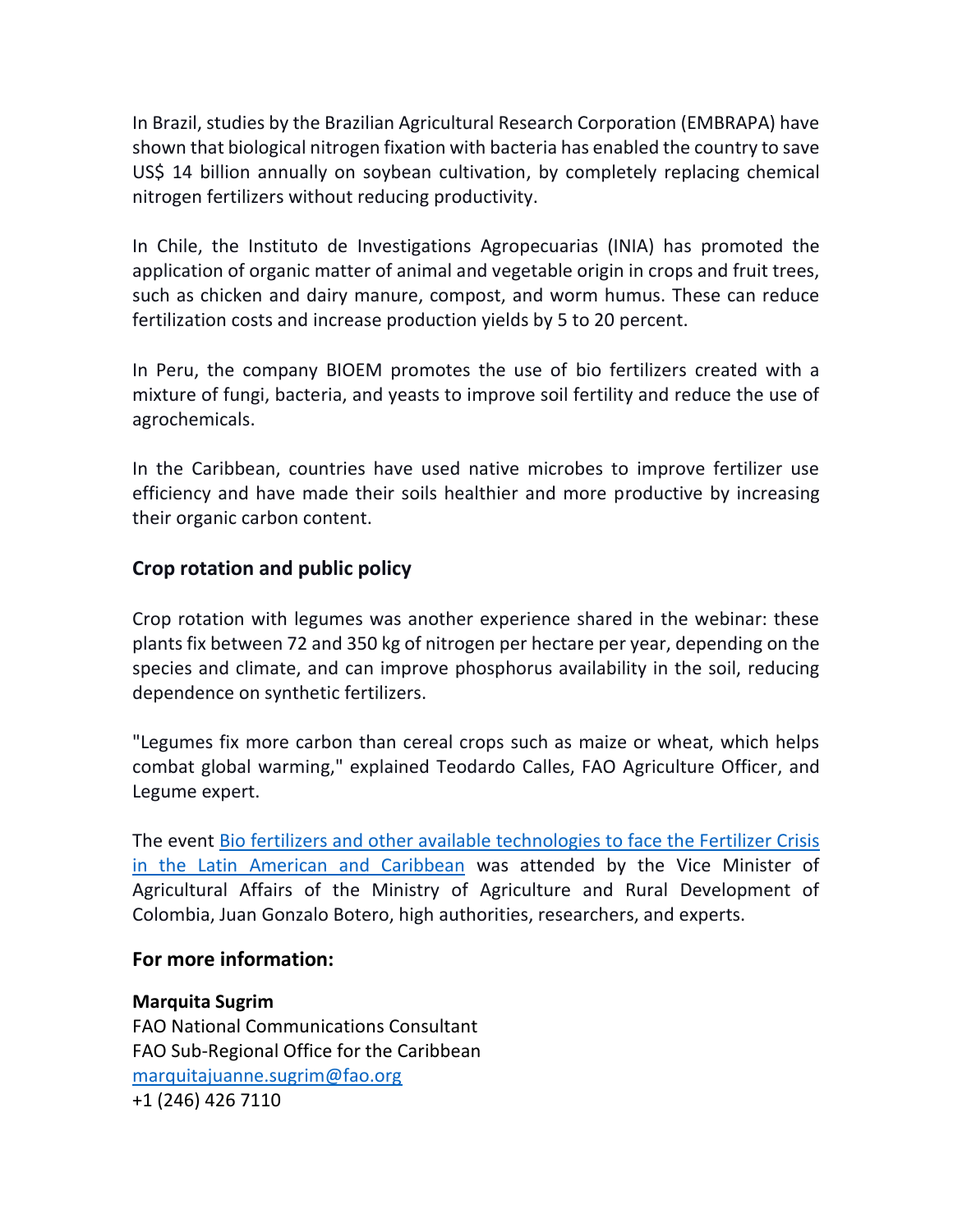In Brazil, studies by the Brazilian Agricultural Research Corporation (EMBRAPA) have shown that biological nitrogen fixation with bacteria has enabled the country to save US$ 14 billion annually on soybean cultivation, by completely replacing chemical nitrogen fertilizers without reducing productivity.

In Chile, the Instituto de Investigations Agropecuarias (INIA) has promoted the application of organic matter of animal and vegetable origin in crops and fruit trees, such as chicken and dairy manure, compost, and worm humus. These can reduce fertilization costs and increase production yields by 5 to 20 percent.

In Peru, the company BIOEM promotes the use of bio fertilizers created with a mixture of fungi, bacteria, and yeasts to improve soil fertility and reduce the use of agrochemicals.

In the Caribbean, countries have used native microbes to improve fertilizer use efficiency and have made their soils healthier and more productive by increasing their organic carbon content.

## Crop rotation and public policy

Crop rotation with legumes was another experience shared in the webinar: these plants fix between 72 and 350 kg of nitrogen per hectare per year, depending on the species and climate, and can improve phosphorus availability in the soil, reducing dependence on synthetic fertilizers.

"Legumes fix more carbon than cereal crops such as maize or wheat, which helps combat global warming," explained Teodardo Calles, FAO Agriculture Officer, and Legume expert.

The event Bio fertilizers and other available technologies to face the Fertilizer Crisis in the Latin American and Caribbean was attended by the Vice Minister of Agricultural Affairs of the Ministry of Agriculture and Rural Development of Colombia, Juan Gonzalo Botero, high authorities, researchers, and experts.

## For more information:

**Marquita Sugrim**
FAO National Communications Consultant
FAO Sub-Regional Office for the Caribbean
marquitajuanne.sugrim@fao.org
+1 (246) 426 7110